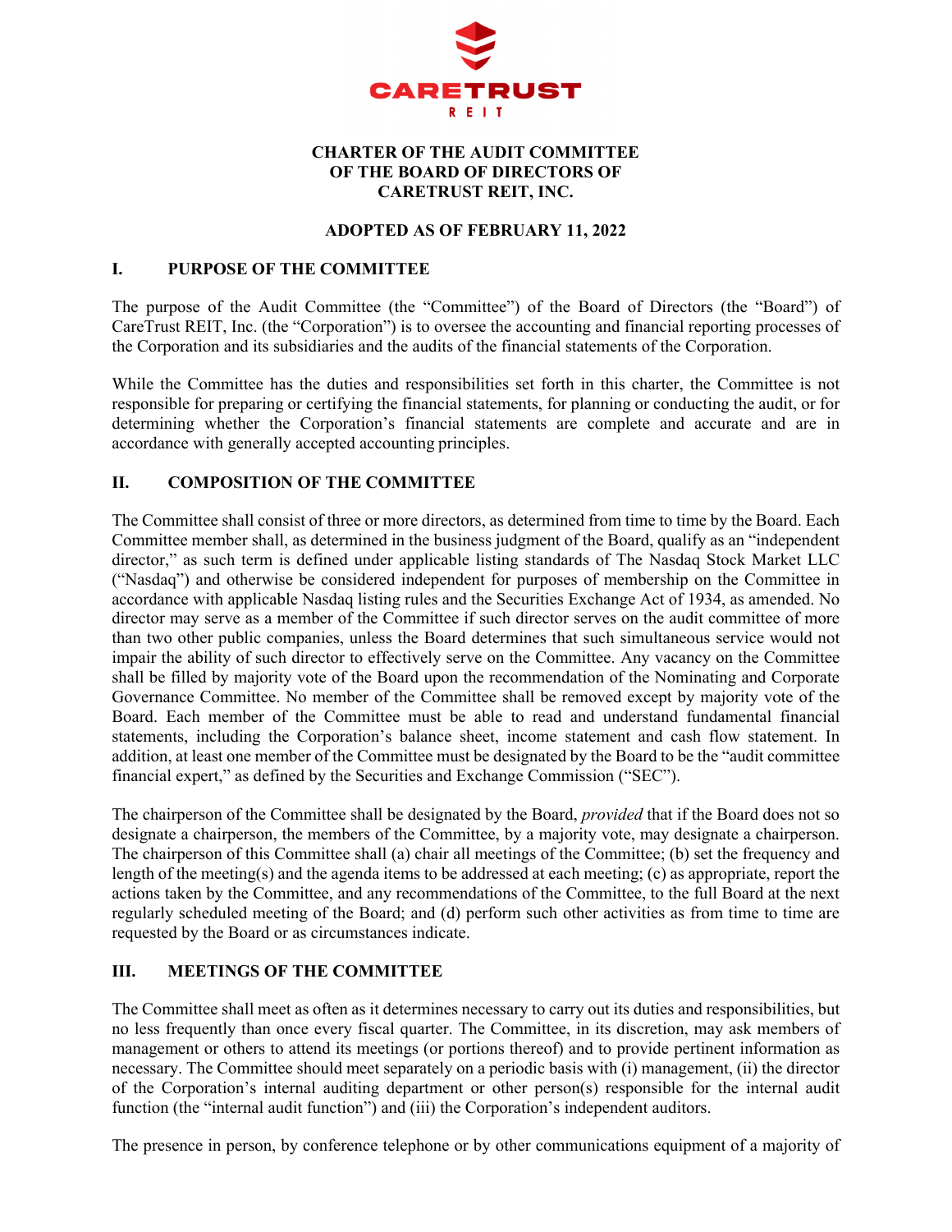# CHARTER OF THE AUDIT COMMITTEE OF THE BOARD OF DIRECTORS OF CARETRUST REIT, INC.

**ADOPTED AS OF FEBRUARY 11, 2022**

## I. PURPOSE OF THE COMMITTEE

The purpose of the Audit Committee (the "Committee") of the Board of Directors (the "Board") of CareTrust REIT, Inc. (the "Corporation") is to oversee the accounting and financial reporting processes of the Corporation and its subsidiaries and the audits of the financial statements of the Corporation.

While the Committee has the duties and responsibilities set forth in this charter, the Committee is not responsible for preparing or certifying the financial statements, for planning or conducting the audit, or for determining whether the Corporation's financial statements are complete and accurate and are in accordance with generally accepted accounting principles.

## II. COMPOSITION OF THE COMMITTEE

The Committee shall consist of three or more directors, as determined from time to time by the Board. Each Committee member shall, as determined in the business judgment of the Board, qualify as an "independent director," as such term is defined under applicable listing standards of The Nasdaq Stock Market LLC ("Nasdaq") and otherwise be considered independent for purposes of membership on the Committee in accordance with applicable Nasdaq listing rules and the Securities Exchange Act of 1934, as amended. No director may serve as a member of the Committee if such director serves on the audit committee of more than two other public companies, unless the Board determines that such simultaneous service would not impair the ability of such director to effectively serve on the Committee. Any vacancy on the Committee shall be filled by majority vote of the Board upon the recommendation of the Nominating and Corporate Governance Committee. No member of the Committee shall be removed except by majority vote of the Board. Each member of the Committee must be able to read and understand fundamental financial statements, including the Corporation's balance sheet, income statement and cash flow statement. In addition, at least one member of the Committee must be designated by the Board to be the "audit committee financial expert," as defined by the Securities and Exchange Commission ("SEC").

The chairperson of the Committee shall be designated by the Board, *provided* that if the Board does not so designate a chairperson, the members of the Committee, by a majority vote, may designate a chairperson. The chairperson of this Committee shall (a) chair all meetings of the Committee; (b) set the frequency and length of the meeting(s) and the agenda items to be addressed at each meeting; (c) as appropriate, report the actions taken by the Committee, and any recommendations of the Committee, to the full Board at the next regularly scheduled meeting of the Board; and (d) perform such other activities as from time to time are requested by the Board or as circumstances indicate.

## III. MEETINGS OF THE COMMITTEE

The Committee shall meet as often as it determines necessary to carry out its duties and responsibilities, but no less frequently than once every fiscal quarter. The Committee, in its discretion, may ask members of management or others to attend its meetings (or portions thereof) and to provide pertinent information as necessary. The Committee should meet separately on a periodic basis with (i) management, (ii) the director of the Corporation's internal auditing department or other person(s) responsible for the internal audit function (the "internal audit function") and (iii) the Corporation's independent auditors.

The presence in person, by conference telephone or by other communications equipment of a majority of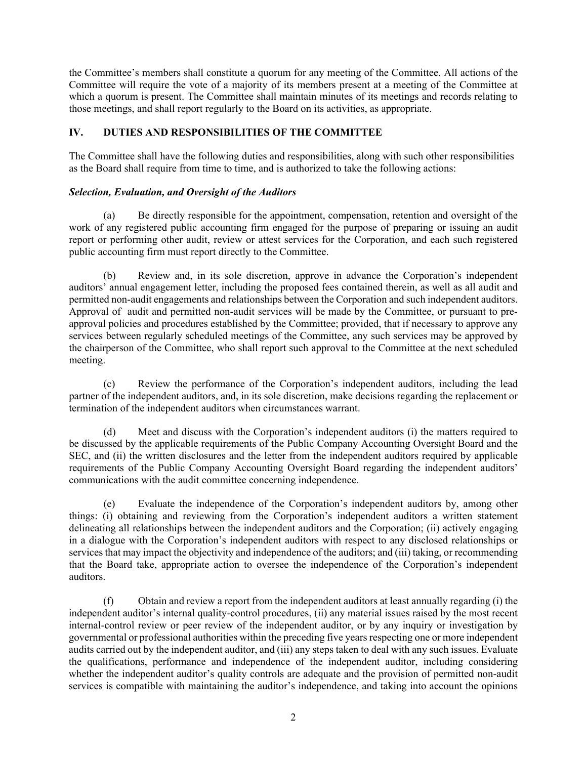the Committee's members shall constitute a quorum for any meeting of the Committee. All actions of the Committee will require the vote of a majority of its members present at a meeting of the Committee at which a quorum is present. The Committee shall maintain minutes of its meetings and records relating to those meetings, and shall report regularly to the Board on its activities, as appropriate.

## IV. DUTIES AND RESPONSIBILITIES OF THE COMMITTEE

The Committee shall have the following duties and responsibilities, along with such other responsibilities as the Board shall require from time to time, and is authorized to take the following actions:

***Selection, Evaluation, and Oversight of the Auditors***

(a) Be directly responsible for the appointment, compensation, retention and oversight of the work of any registered public accounting firm engaged for the purpose of preparing or issuing an audit report or performing other audit, review or attest services for the Corporation, and each such registered public accounting firm must report directly to the Committee.

(b) Review and, in its sole discretion, approve in advance the Corporation's independent auditors' annual engagement letter, including the proposed fees contained therein, as well as all audit and permitted non-audit engagements and relationships between the Corporation and such independent auditors. Approval of audit and permitted non-audit services will be made by the Committee, or pursuant to pre-approval policies and procedures established by the Committee; provided, that if necessary to approve any services between regularly scheduled meetings of the Committee, any such services may be approved by the chairperson of the Committee, who shall report such approval to the Committee at the next scheduled meeting.

(c) Review the performance of the Corporation's independent auditors, including the lead partner of the independent auditors, and, in its sole discretion, make decisions regarding the replacement or termination of the independent auditors when circumstances warrant.

(d) Meet and discuss with the Corporation's independent auditors (i) the matters required to be discussed by the applicable requirements of the Public Company Accounting Oversight Board and the SEC, and (ii) the written disclosures and the letter from the independent auditors required by applicable requirements of the Public Company Accounting Oversight Board regarding the independent auditors' communications with the audit committee concerning independence.

(e) Evaluate the independence of the Corporation's independent auditors by, among other things: (i) obtaining and reviewing from the Corporation's independent auditors a written statement delineating all relationships between the independent auditors and the Corporation; (ii) actively engaging in a dialogue with the Corporation's independent auditors with respect to any disclosed relationships or services that may impact the objectivity and independence of the auditors; and (iii) taking, or recommending that the Board take, appropriate action to oversee the independence of the Corporation's independent auditors.

(f) Obtain and review a report from the independent auditors at least annually regarding (i) the independent auditor's internal quality-control procedures, (ii) any material issues raised by the most recent internal-control review or peer review of the independent auditor, or by any inquiry or investigation by governmental or professional authorities within the preceding five years respecting one or more independent audits carried out by the independent auditor, and (iii) any steps taken to deal with any such issues. Evaluate the qualifications, performance and independence of the independent auditor, including considering whether the independent auditor's quality controls are adequate and the provision of permitted non-audit services is compatible with maintaining the auditor's independence, and taking into account the opinions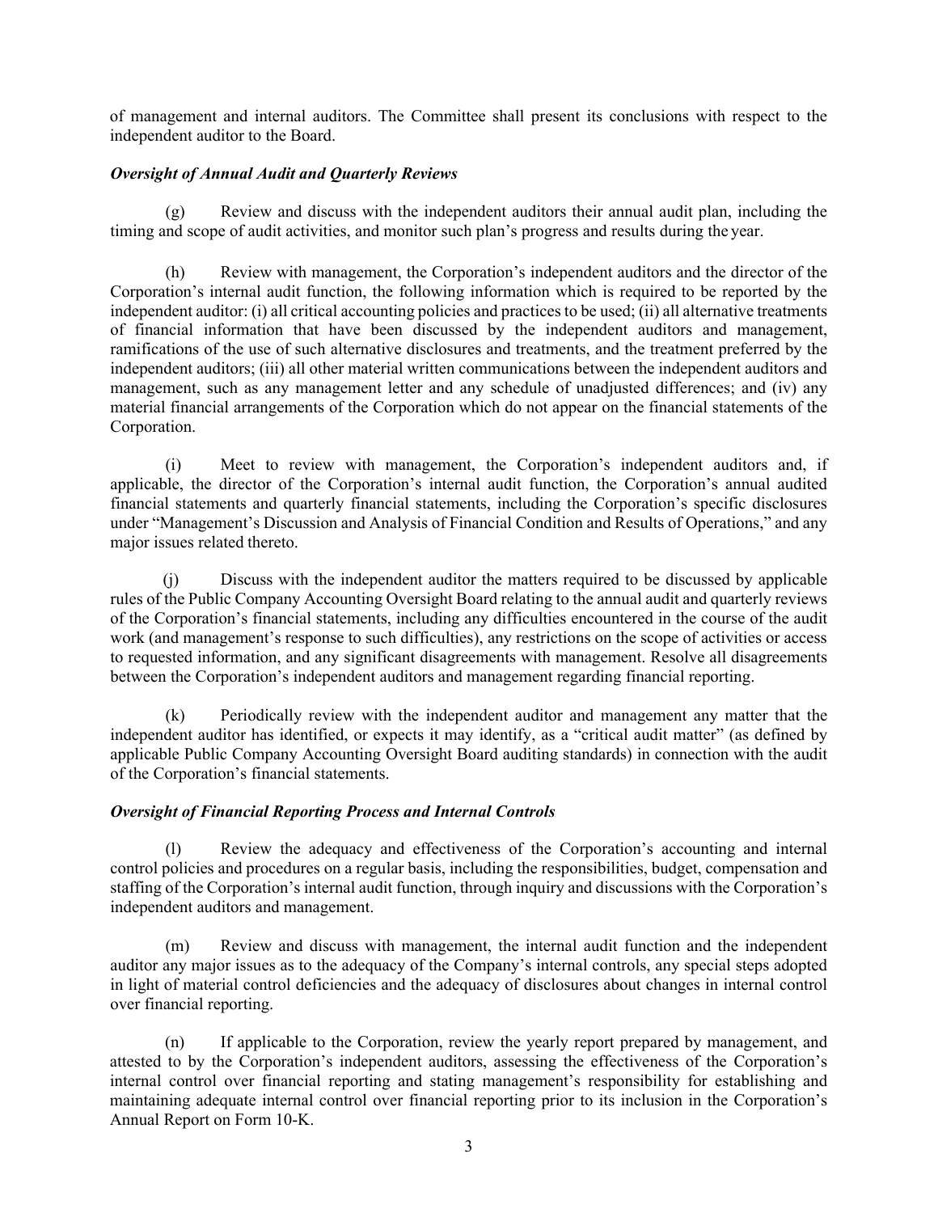of management and internal auditors. The Committee shall present its conclusions with respect to the independent auditor to the Board.

***Oversight of Annual Audit and Quarterly Reviews***

(g) Review and discuss with the independent auditors their annual audit plan, including the timing and scope of audit activities, and monitor such plan's progress and results during the year.

(h) Review with management, the Corporation's independent auditors and the director of the Corporation's internal audit function, the following information which is required to be reported by the independent auditor: (i) all critical accounting policies and practices to be used; (ii) all alternative treatments of financial information that have been discussed by the independent auditors and management, ramifications of the use of such alternative disclosures and treatments, and the treatment preferred by the independent auditors; (iii) all other material written communications between the independent auditors and management, such as any management letter and any schedule of unadjusted differences; and (iv) any material financial arrangements of the Corporation which do not appear on the financial statements of the Corporation.

(i) Meet to review with management, the Corporation's independent auditors and, if applicable, the director of the Corporation's internal audit function, the Corporation's annual audited financial statements and quarterly financial statements, including the Corporation's specific disclosures under "Management's Discussion and Analysis of Financial Condition and Results of Operations," and any major issues related thereto.

(j) Discuss with the independent auditor the matters required to be discussed by applicable rules of the Public Company Accounting Oversight Board relating to the annual audit and quarterly reviews of the Corporation's financial statements, including any difficulties encountered in the course of the audit work (and management's response to such difficulties), any restrictions on the scope of activities or access to requested information, and any significant disagreements with management. Resolve all disagreements between the Corporation's independent auditors and management regarding financial reporting.

(k) Periodically review with the independent auditor and management any matter that the independent auditor has identified, or expects it may identify, as a "critical audit matter" (as defined by applicable Public Company Accounting Oversight Board auditing standards) in connection with the audit of the Corporation's financial statements.

***Oversight of Financial Reporting Process and Internal Controls***

(l) Review the adequacy and effectiveness of the Corporation's accounting and internal control policies and procedures on a regular basis, including the responsibilities, budget, compensation and staffing of the Corporation's internal audit function, through inquiry and discussions with the Corporation's independent auditors and management.

(m) Review and discuss with management, the internal audit function and the independent auditor any major issues as to the adequacy of the Company's internal controls, any special steps adopted in light of material control deficiencies and the adequacy of disclosures about changes in internal control over financial reporting.

(n) If applicable to the Corporation, review the yearly report prepared by management, and attested to by the Corporation's independent auditors, assessing the effectiveness of the Corporation's internal control over financial reporting and stating management's responsibility for establishing and maintaining adequate internal control over financial reporting prior to its inclusion in the Corporation's Annual Report on Form 10-K.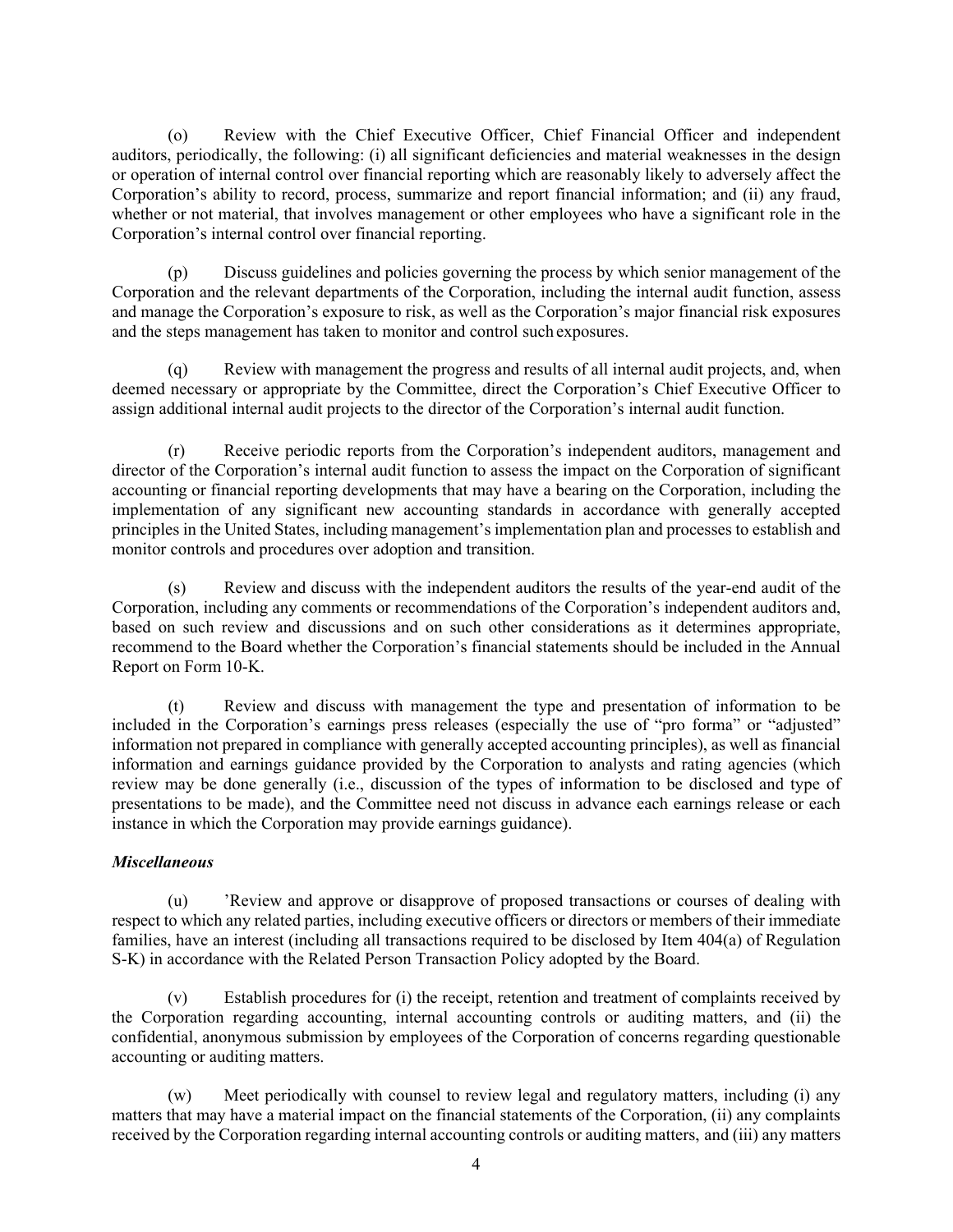(o) Review with the Chief Executive Officer, Chief Financial Officer and independent auditors, periodically, the following: (i) all significant deficiencies and material weaknesses in the design or operation of internal control over financial reporting which are reasonably likely to adversely affect the Corporation's ability to record, process, summarize and report financial information; and (ii) any fraud, whether or not material, that involves management or other employees who have a significant role in the Corporation's internal control over financial reporting.

(p) Discuss guidelines and policies governing the process by which senior management of the Corporation and the relevant departments of the Corporation, including the internal audit function, assess and manage the Corporation's exposure to risk, as well as the Corporation's major financial risk exposures and the steps management has taken to monitor and control such exposures.

(q) Review with management the progress and results of all internal audit projects, and, when deemed necessary or appropriate by the Committee, direct the Corporation's Chief Executive Officer to assign additional internal audit projects to the director of the Corporation's internal audit function.

(r) Receive periodic reports from the Corporation's independent auditors, management and director of the Corporation's internal audit function to assess the impact on the Corporation of significant accounting or financial reporting developments that may have a bearing on the Corporation, including the implementation of any significant new accounting standards in accordance with generally accepted principles in the United States, including management's implementation plan and processes to establish and monitor controls and procedures over adoption and transition.

(s) Review and discuss with the independent auditors the results of the year-end audit of the Corporation, including any comments or recommendations of the Corporation's independent auditors and, based on such review and discussions and on such other considerations as it determines appropriate, recommend to the Board whether the Corporation's financial statements should be included in the Annual Report on Form 10-K.

(t) Review and discuss with management the type and presentation of information to be included in the Corporation's earnings press releases (especially the use of "pro forma" or "adjusted" information not prepared in compliance with generally accepted accounting principles), as well as financial information and earnings guidance provided by the Corporation to analysts and rating agencies (which review may be done generally (i.e., discussion of the types of information to be disclosed and type of presentations to be made), and the Committee need not discuss in advance each earnings release or each instance in which the Corporation may provide earnings guidance).

***Miscellaneous***

(u) 'Review and approve or disapprove of proposed transactions or courses of dealing with respect to which any related parties, including executive officers or directors or members of their immediate families, have an interest (including all transactions required to be disclosed by Item 404(a) of Regulation S-K) in accordance with the Related Person Transaction Policy adopted by the Board.

(v) Establish procedures for (i) the receipt, retention and treatment of complaints received by the Corporation regarding accounting, internal accounting controls or auditing matters, and (ii) the confidential, anonymous submission by employees of the Corporation of concerns regarding questionable accounting or auditing matters.

(w) Meet periodically with counsel to review legal and regulatory matters, including (i) any matters that may have a material impact on the financial statements of the Corporation, (ii) any complaints received by the Corporation regarding internal accounting controls or auditing matters, and (iii) any matters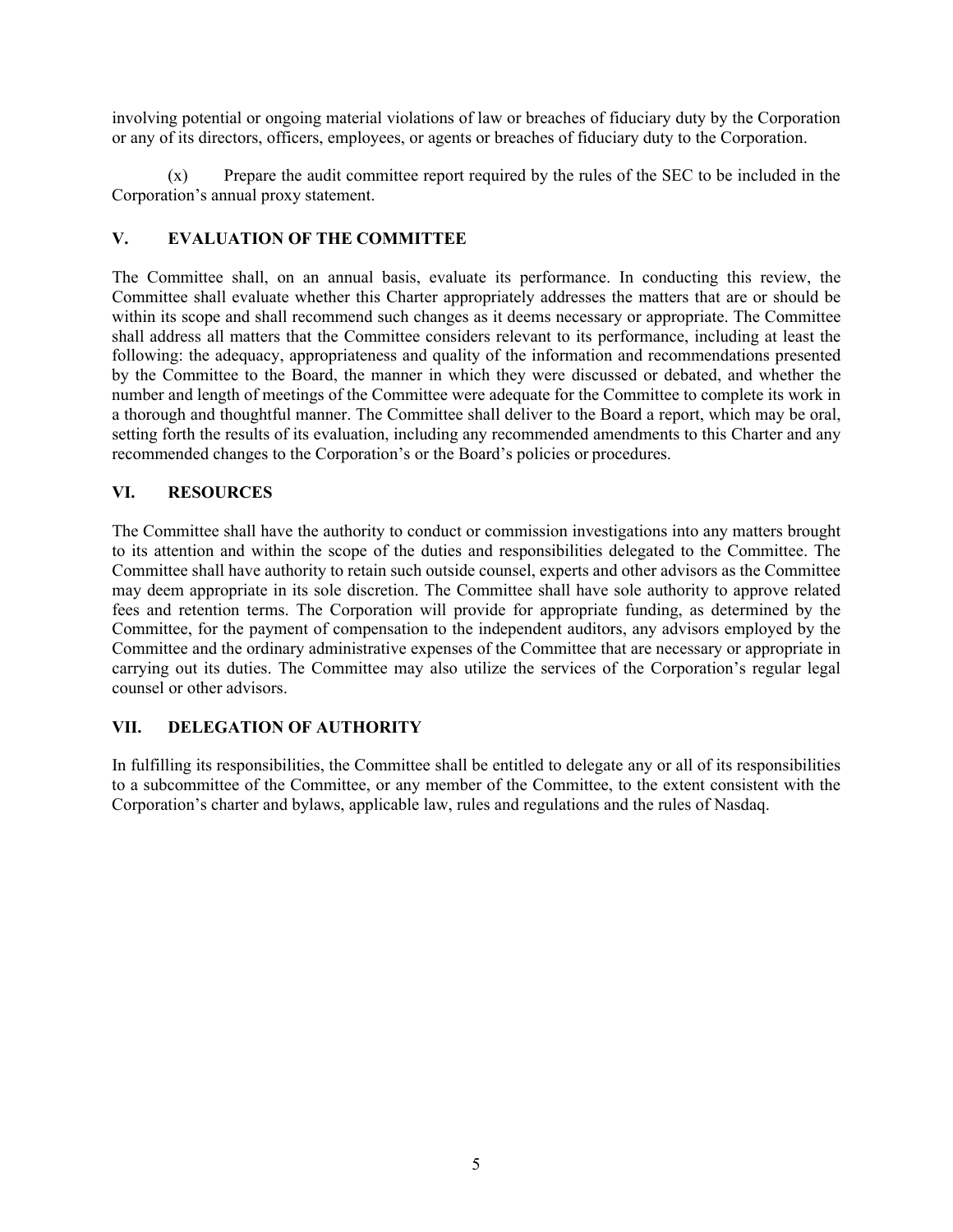involving potential or ongoing material violations of law or breaches of fiduciary duty by the Corporation or any of its directors, officers, employees, or agents or breaches of fiduciary duty to the Corporation.

(x) Prepare the audit committee report required by the rules of the SEC to be included in the Corporation's annual proxy statement.

## V. EVALUATION OF THE COMMITTEE

The Committee shall, on an annual basis, evaluate its performance. In conducting this review, the Committee shall evaluate whether this Charter appropriately addresses the matters that are or should be within its scope and shall recommend such changes as it deems necessary or appropriate. The Committee shall address all matters that the Committee considers relevant to its performance, including at least the following: the adequacy, appropriateness and quality of the information and recommendations presented by the Committee to the Board, the manner in which they were discussed or debated, and whether the number and length of meetings of the Committee were adequate for the Committee to complete its work in a thorough and thoughtful manner. The Committee shall deliver to the Board a report, which may be oral, setting forth the results of its evaluation, including any recommended amendments to this Charter and any recommended changes to the Corporation's or the Board's policies or procedures.

## VI. RESOURCES

The Committee shall have the authority to conduct or commission investigations into any matters brought to its attention and within the scope of the duties and responsibilities delegated to the Committee. The Committee shall have authority to retain such outside counsel, experts and other advisors as the Committee may deem appropriate in its sole discretion. The Committee shall have sole authority to approve related fees and retention terms. The Corporation will provide for appropriate funding, as determined by the Committee, for the payment of compensation to the independent auditors, any advisors employed by the Committee and the ordinary administrative expenses of the Committee that are necessary or appropriate in carrying out its duties. The Committee may also utilize the services of the Corporation's regular legal counsel or other advisors.

## VII. DELEGATION OF AUTHORITY

In fulfilling its responsibilities, the Committee shall be entitled to delegate any or all of its responsibilities to a subcommittee of the Committee, or any member of the Committee, to the extent consistent with the Corporation's charter and bylaws, applicable law, rules and regulations and the rules of Nasdaq.